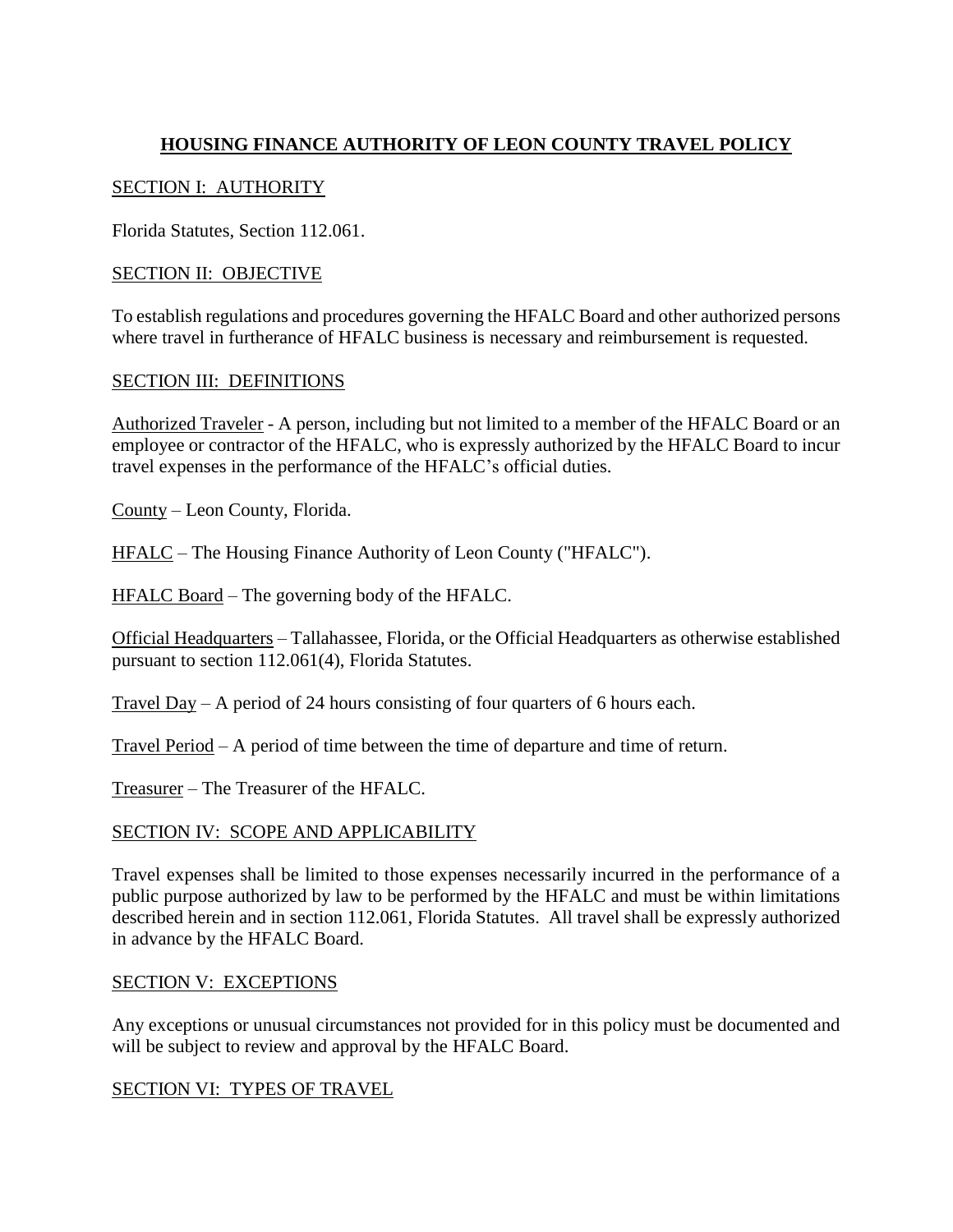# HOUSING FINANCE AUTHORITY OF LEON COUNTY TRAVEL POLICY

## SECTION I: AUTHORITY

Florida Statutes, Section 112.061.

## SECTION II: OBJECTIVE

To establish regulations and procedures governing the HFALC Board and other authorized persons where travel in furtherance of HFALC business is necessary and reimbursement is requested.

## SECTION III: DEFINITIONS

Authorized Traveler - A person, including but not limited to a member of the HFALC Board or an employee or contractor of the HFALC, who is expressly authorized by the HFALC Board to incur travel expenses in the performance of the HFALC's official duties.

County – Leon County, Florida.

HFALC – The Housing Finance Authority of Leon County ("HFALC").

HFALC Board – The governing body of the HFALC.

Official Headquarters – Tallahassee, Florida, or the Official Headquarters as otherwise established pursuant to section 112.061(4), Florida Statutes.

Travel Day – A period of 24 hours consisting of four quarters of 6 hours each.

Travel Period – A period of time between the time of departure and time of return.

Treasurer – The Treasurer of the HFALC.

## SECTION IV: SCOPE AND APPLICABILITY

Travel expenses shall be limited to those expenses necessarily incurred in the performance of a public purpose authorized by law to be performed by the HFALC and must be within limitations described herein and in section 112.061, Florida Statutes. All travel shall be expressly authorized in advance by the HFALC Board.

## SECTION V: EXCEPTIONS

Any exceptions or unusual circumstances not provided for in this policy must be documented and will be subject to review and approval by the HFALC Board.

## SECTION VI: TYPES OF TRAVEL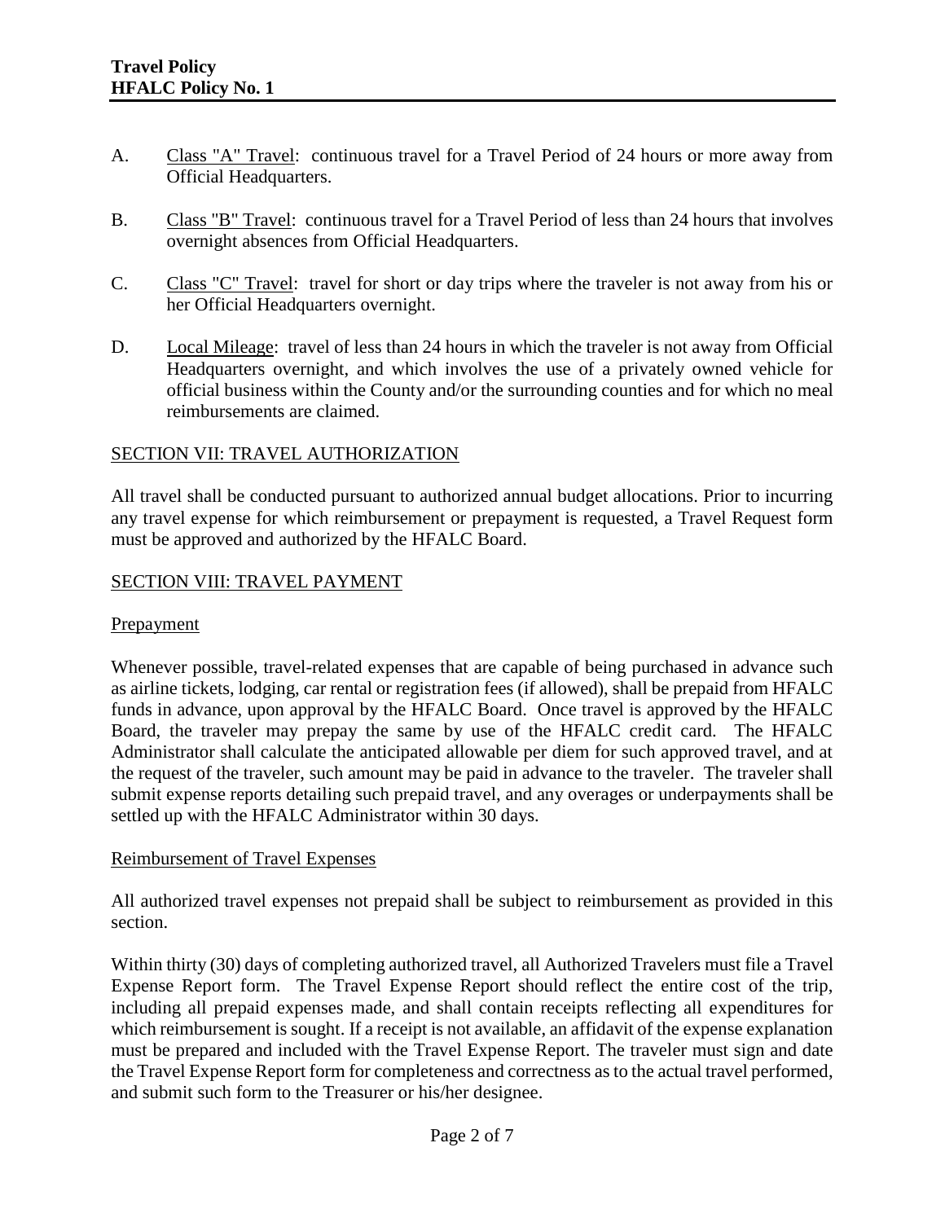A. Class "A" Travel: continuous travel for a Travel Period of 24 hours or more away from Official Headquarters.

B. Class "B" Travel: continuous travel for a Travel Period of less than 24 hours that involves overnight absences from Official Headquarters.

C. Class "C" Travel: travel for short or day trips where the traveler is not away from his or her Official Headquarters overnight.

D. Local Mileage: travel of less than 24 hours in which the traveler is not away from Official Headquarters overnight, and which involves the use of a privately owned vehicle for official business within the County and/or the surrounding counties and for which no meal reimbursements are claimed.

## SECTION VII: TRAVEL AUTHORIZATION

All travel shall be conducted pursuant to authorized annual budget allocations. Prior to incurring any travel expense for which reimbursement or prepayment is requested, a Travel Request form must be approved and authorized by the HFALC Board.

## SECTION VIII: TRAVEL PAYMENT

### Prepayment

Whenever possible, travel-related expenses that are capable of being purchased in advance such as airline tickets, lodging, car rental or registration fees (if allowed), shall be prepaid from HFALC funds in advance, upon approval by the HFALC Board. Once travel is approved by the HFALC Board, the traveler may prepay the same by use of the HFALC credit card. The HFALC Administrator shall calculate the anticipated allowable per diem for such approved travel, and at the request of the traveler, such amount may be paid in advance to the traveler. The traveler shall submit expense reports detailing such prepaid travel, and any overages or underpayments shall be settled up with the HFALC Administrator within 30 days.

### Reimbursement of Travel Expenses

All authorized travel expenses not prepaid shall be subject to reimbursement as provided in this section.

Within thirty (30) days of completing authorized travel, all Authorized Travelers must file a Travel Expense Report form. The Travel Expense Report should reflect the entire cost of the trip, including all prepaid expenses made, and shall contain receipts reflecting all expenditures for which reimbursement is sought. If a receipt is not available, an affidavit of the expense explanation must be prepared and included with the Travel Expense Report. The traveler must sign and date the Travel Expense Report form for completeness and correctness as to the actual travel performed, and submit such form to the Treasurer or his/her designee.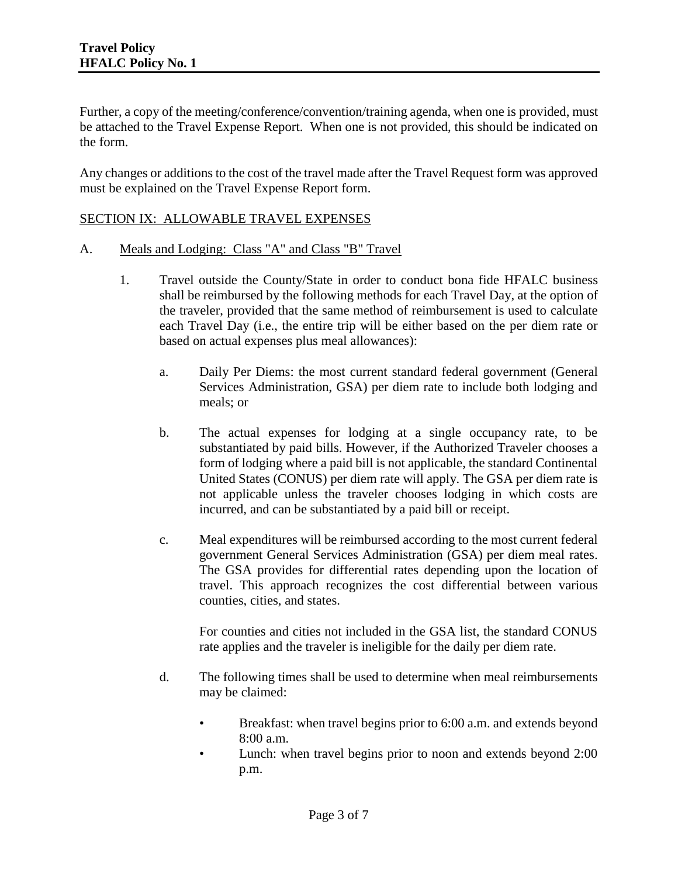Further, a copy of the meeting/conference/convention/training agenda, when one is provided, must be attached to the Travel Expense Report. When one is not provided, this should be indicated on the form.

Any changes or additions to the cost of the travel made after the Travel Request form was approved must be explained on the Travel Expense Report form.

## SECTION IX: ALLOWABLE TRAVEL EXPENSES

### A. Meals and Lodging: Class "A" and Class "B" Travel

1. Travel outside the County/State in order to conduct bona fide HFALC business shall be reimbursed by the following methods for each Travel Day, at the option of the traveler, provided that the same method of reimbursement is used to calculate each Travel Day (i.e., the entire trip will be either based on the per diem rate or based on actual expenses plus meal allowances):

   a. Daily Per Diems: the most current standard federal government (General Services Administration, GSA) per diem rate to include both lodging and meals; or

   b. The actual expenses for lodging at a single occupancy rate, to be substantiated by paid bills. However, if the Authorized Traveler chooses a form of lodging where a paid bill is not applicable, the standard Continental United States (CONUS) per diem rate will apply. The GSA per diem rate is not applicable unless the traveler chooses lodging in which costs are incurred, and can be substantiated by a paid bill or receipt.

   c. Meal expenditures will be reimbursed according to the most current federal government General Services Administration (GSA) per diem meal rates. The GSA provides for differential rates depending upon the location of travel. This approach recognizes the cost differential between various counties, cities, and states.

      For counties and cities not included in the GSA list, the standard CONUS rate applies and the traveler is ineligible for the daily per diem rate.

   d. The following times shall be used to determine when meal reimbursements may be claimed:

      - Breakfast: when travel begins prior to 6:00 a.m. and extends beyond 8:00 a.m.
      - Lunch: when travel begins prior to noon and extends beyond 2:00 p.m.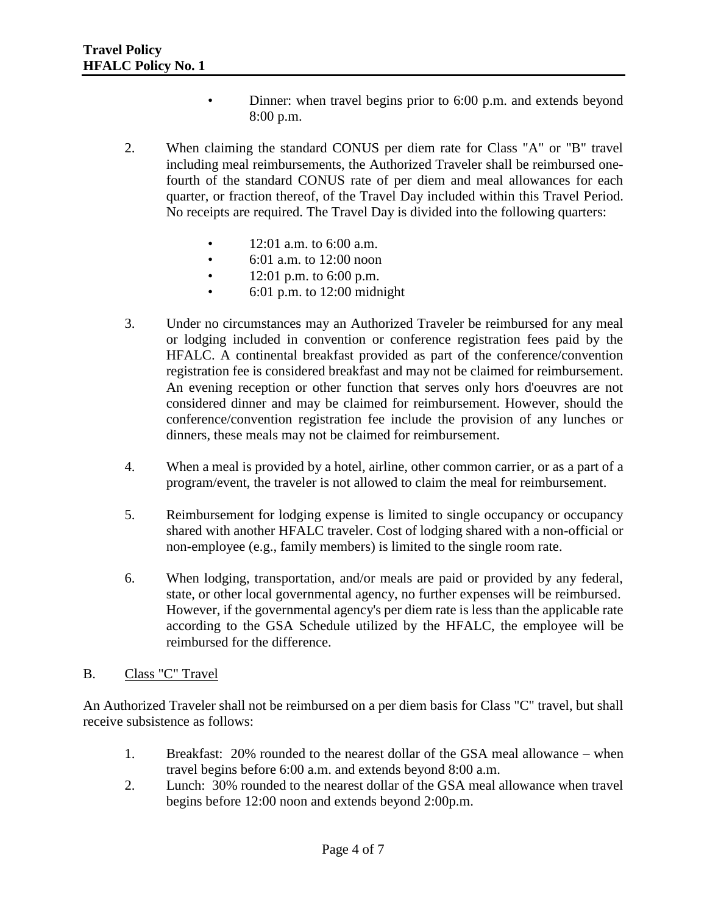- Dinner: when travel begins prior to 6:00 p.m. and extends beyond 8:00 p.m.

2. When claiming the standard CONUS per diem rate for Class "A" or "B" travel including meal reimbursements, the Authorized Traveler shall be reimbursed one-fourth of the standard CONUS rate of per diem and meal allowances for each quarter, or fraction thereof, of the Travel Day included within this Travel Period. No receipts are required. The Travel Day is divided into the following quarters:

   - 12:01 a.m. to 6:00 a.m.
   - 6:01 a.m. to 12:00 noon
   - 12:01 p.m. to 6:00 p.m.
   - 6:01 p.m. to 12:00 midnight

3. Under no circumstances may an Authorized Traveler be reimbursed for any meal or lodging included in convention or conference registration fees paid by the HFALC. A continental breakfast provided as part of the conference/convention registration fee is considered breakfast and may not be claimed for reimbursement. An evening reception or other function that serves only hors d'oeuvres are not considered dinner and may be claimed for reimbursement. However, should the conference/convention registration fee include the provision of any lunches or dinners, these meals may not be claimed for reimbursement.

4. When a meal is provided by a hotel, airline, other common carrier, or as a part of a program/event, the traveler is not allowed to claim the meal for reimbursement.

5. Reimbursement for lodging expense is limited to single occupancy or occupancy shared with another HFALC traveler. Cost of lodging shared with a non-official or non-employee (e.g., family members) is limited to the single room rate.

6. When lodging, transportation, and/or meals are paid or provided by any federal, state, or other local governmental agency, no further expenses will be reimbursed. However, if the governmental agency's per diem rate is less than the applicable rate according to the GSA Schedule utilized by the HFALC, the employee will be reimbursed for the difference.

B. Class "C" Travel

An Authorized Traveler shall not be reimbursed on a per diem basis for Class "C" travel, but shall receive subsistence as follows:

1. Breakfast: 20% rounded to the nearest dollar of the GSA meal allowance – when travel begins before 6:00 a.m. and extends beyond 8:00 a.m.
2. Lunch: 30% rounded to the nearest dollar of the GSA meal allowance when travel begins before 12:00 noon and extends beyond 2:00p.m.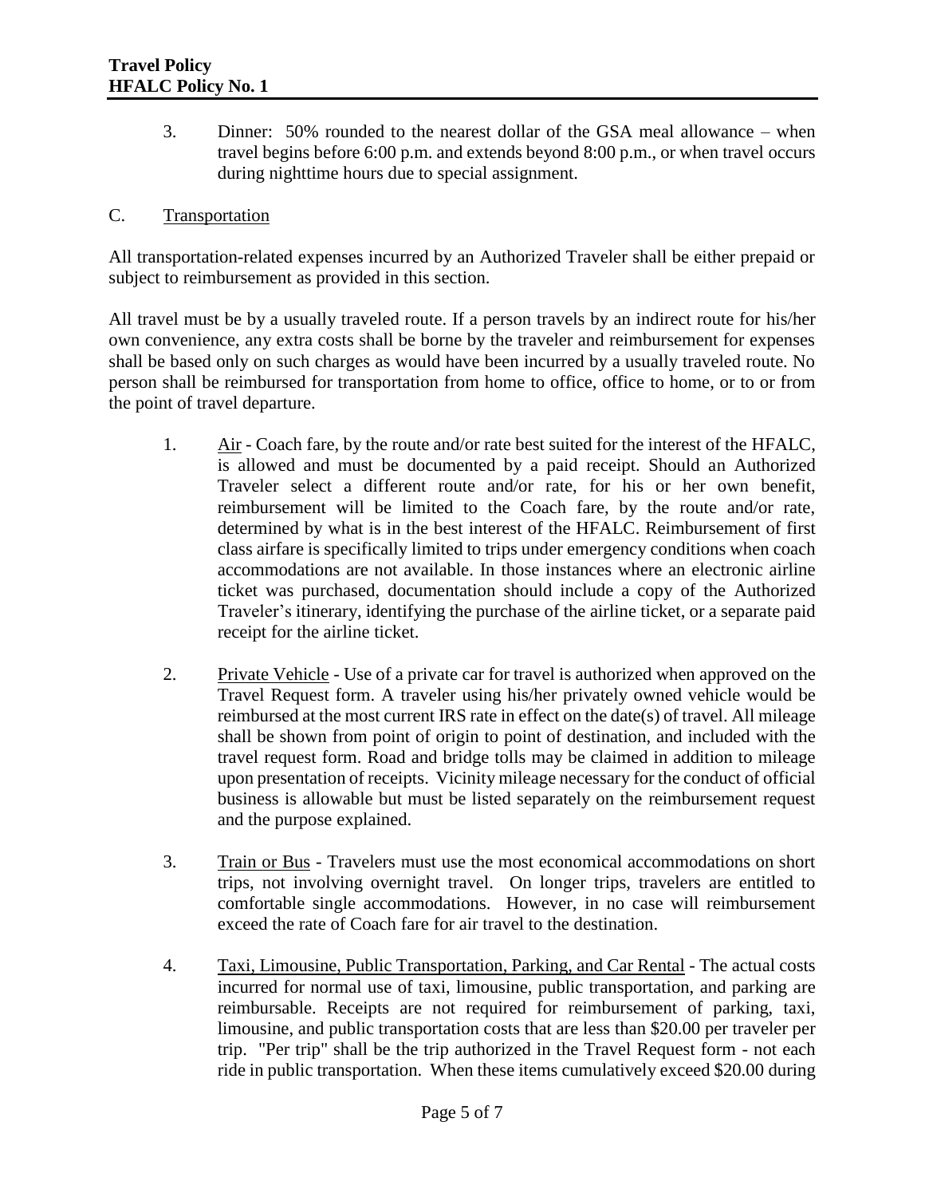3. Dinner: 50% rounded to the nearest dollar of the GSA meal allowance – when travel begins before 6:00 p.m. and extends beyond 8:00 p.m., or when travel occurs during nighttime hours due to special assignment.

C. Transportation

All transportation-related expenses incurred by an Authorized Traveler shall be either prepaid or subject to reimbursement as provided in this section.

All travel must be by a usually traveled route. If a person travels by an indirect route for his/her own convenience, any extra costs shall be borne by the traveler and reimbursement for expenses shall be based only on such charges as would have been incurred by a usually traveled route. No person shall be reimbursed for transportation from home to office, office to home, or to or from the point of travel departure.

1. Air - Coach fare, by the route and/or rate best suited for the interest of the HFALC, is allowed and must be documented by a paid receipt. Should an Authorized Traveler select a different route and/or rate, for his or her own benefit, reimbursement will be limited to the Coach fare, by the route and/or rate, determined by what is in the best interest of the HFALC. Reimbursement of first class airfare is specifically limited to trips under emergency conditions when coach accommodations are not available. In those instances where an electronic airline ticket was purchased, documentation should include a copy of the Authorized Traveler's itinerary, identifying the purchase of the airline ticket, or a separate paid receipt for the airline ticket.

2. Private Vehicle - Use of a private car for travel is authorized when approved on the Travel Request form. A traveler using his/her privately owned vehicle would be reimbursed at the most current IRS rate in effect on the date(s) of travel. All mileage shall be shown from point of origin to point of destination, and included with the travel request form. Road and bridge tolls may be claimed in addition to mileage upon presentation of receipts. Vicinity mileage necessary for the conduct of official business is allowable but must be listed separately on the reimbursement request and the purpose explained.

3. Train or Bus - Travelers must use the most economical accommodations on short trips, not involving overnight travel. On longer trips, travelers are entitled to comfortable single accommodations. However, in no case will reimbursement exceed the rate of Coach fare for air travel to the destination.

4. Taxi, Limousine, Public Transportation, Parking, and Car Rental - The actual costs incurred for normal use of taxi, limousine, public transportation, and parking are reimbursable. Receipts are not required for reimbursement of parking, taxi, limousine, and public transportation costs that are less than $20.00 per traveler per trip. "Per trip" shall be the trip authorized in the Travel Request form - not each ride in public transportation. When these items cumulatively exceed $20.00 during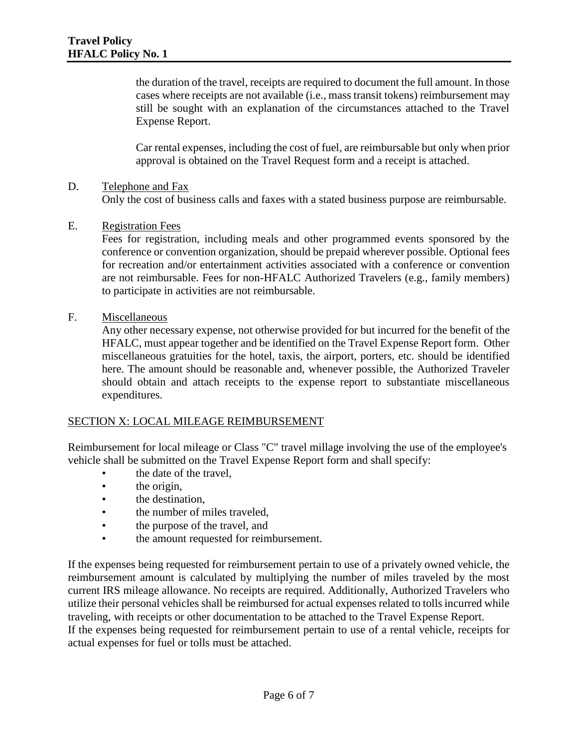the duration of the travel, receipts are required to document the full amount. In those cases where receipts are not available (i.e., mass transit tokens) reimbursement may still be sought with an explanation of the circumstances attached to the Travel Expense Report.

Car rental expenses, including the cost of fuel, are reimbursable but only when prior approval is obtained on the Travel Request form and a receipt is attached.

D. Telephone and Fax

Only the cost of business calls and faxes with a stated business purpose are reimbursable.

E. Registration Fees

Fees for registration, including meals and other programmed events sponsored by the conference or convention organization, should be prepaid wherever possible. Optional fees for recreation and/or entertainment activities associated with a conference or convention are not reimbursable. Fees for non-HFALC Authorized Travelers (e.g., family members) to participate in activities are not reimbursable.

F. Miscellaneous

Any other necessary expense, not otherwise provided for but incurred for the benefit of the HFALC, must appear together and be identified on the Travel Expense Report form. Other miscellaneous gratuities for the hotel, taxis, the airport, porters, etc. should be identified here. The amount should be reasonable and, whenever possible, the Authorized Traveler should obtain and attach receipts to the expense report to substantiate miscellaneous expenditures.

## SECTION X: LOCAL MILEAGE REIMBURSEMENT

Reimbursement for local mileage or Class "C" travel millage involving the use of the employee's vehicle shall be submitted on the Travel Expense Report form and shall specify:

- the date of the travel,
- the origin,
- the destination,
- the number of miles traveled,
- the purpose of the travel, and
- the amount requested for reimbursement.

If the expenses being requested for reimbursement pertain to use of a privately owned vehicle, the reimbursement amount is calculated by multiplying the number of miles traveled by the most current IRS mileage allowance. No receipts are required. Additionally, Authorized Travelers who utilize their personal vehicles shall be reimbursed for actual expenses related to tolls incurred while traveling, with receipts or other documentation to be attached to the Travel Expense Report.

If the expenses being requested for reimbursement pertain to use of a rental vehicle, receipts for actual expenses for fuel or tolls must be attached.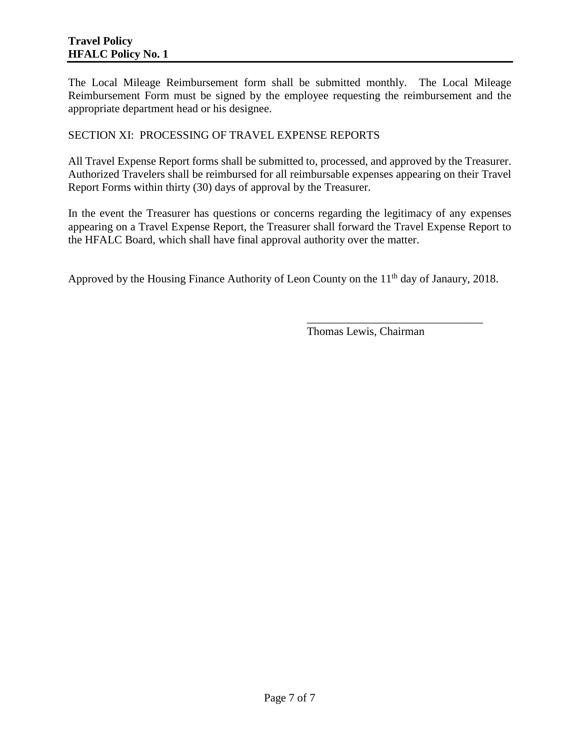The Local Mileage Reimbursement form shall be submitted monthly. The Local Mileage Reimbursement Form must be signed by the employee requesting the reimbursement and the appropriate department head or his designee.

## SECTION XI: PROCESSING OF TRAVEL EXPENSE REPORTS

All Travel Expense Report forms shall be submitted to, processed, and approved by the Treasurer. Authorized Travelers shall be reimbursed for all reimbursable expenses appearing on their Travel Report Forms within thirty (30) days of approval by the Treasurer.

In the event the Treasurer has questions or concerns regarding the legitimacy of any expenses appearing on a Travel Expense Report, the Treasurer shall forward the Travel Expense Report to the HFALC Board, which shall have final approval authority over the matter.

Approved by the Housing Finance Authority of Leon County on the 11th day of Janaury, 2018.

\_\_\_\_\_\_\_\_\_\_\_\_\_\_\_\_\_\_\_\_\_\_\_\_\_\_\_\_\_\_\_\_

Thomas Lewis, Chairman